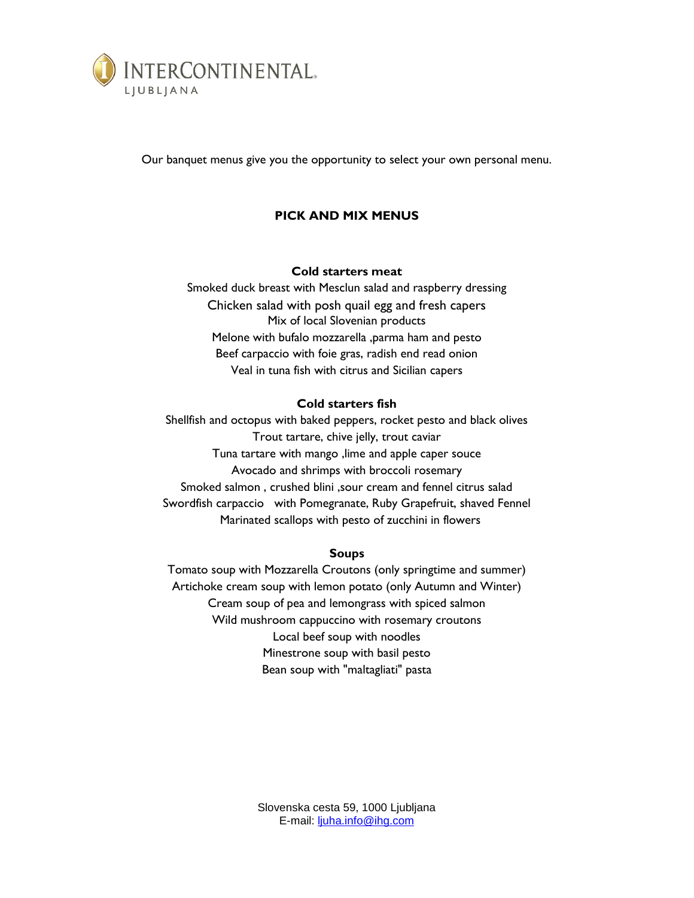INTERCONTINENTAL
LJUBLJANA

Our banquet menus give you the opportunity to select your own personal menu.

## PICK AND MIX MENUS

### Cold starters meat

Smoked duck breast with Mesclun salad and raspberry dressing
Chicken salad with posh quail egg and fresh capers
Mix of local Slovenian products
Melone with bufalo mozzarella ,parma ham and pesto
Beef carpaccio with foie gras, radish end read onion
Veal in tuna fish with citrus and Sicilian capers

### Cold starters fish

Shellfish and octopus with baked peppers, rocket pesto and black olives
Trout tartare, chive jelly, trout caviar
Tuna tartare with mango ,lime and apple caper souce
Avocado and shrimps with broccoli rosemary
Smoked salmon , crushed blini ,sour cream and fennel citrus salad
Swordfish carpaccio with Pomegranate, Ruby Grapefruit, shaved Fennel
Marinated scallops with pesto of zucchini in flowers

### Soups

Tomato soup with Mozzarella Croutons (only springtime and summer)
Artichoke cream soup with lemon potato (only Autumn and Winter)
Cream soup of pea and lemongrass with spiced salmon
Wild mushroom cappuccino with rosemary croutons
Local beef soup with noodles
Minestrone soup with basil pesto
Bean soup with "maltagliati" pasta

Slovenska cesta 59, 1000 Ljubljana
E-mail: ljuha.info@ihg.com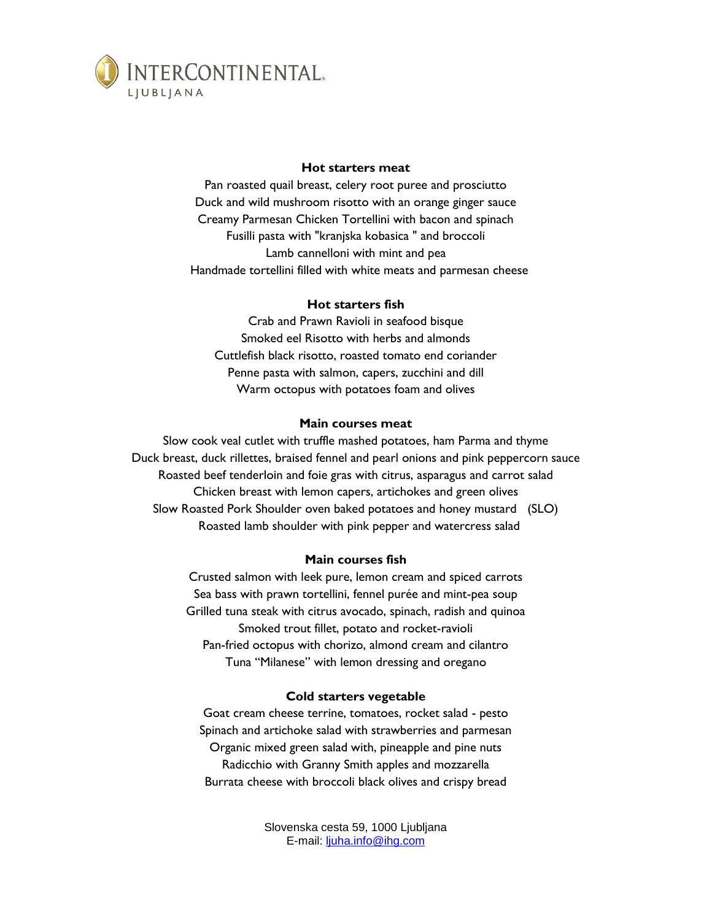INTERCONTINENTAL
LJUBLJANA

### Hot starters meat

Pan roasted quail breast, celery root puree and prosciutto
Duck and wild mushroom risotto with an orange ginger sauce
Creamy Parmesan Chicken Tortellini with bacon and spinach
Fusilli pasta with "kranjska kobasica " and broccoli
Lamb cannelloni with mint and pea
Handmade tortellini filled with white meats and parmesan cheese

### Hot starters fish

Crab and Prawn Ravioli in seafood bisque
Smoked eel Risotto with herbs and almonds
Cuttlefish black risotto, roasted tomato end coriander
Penne pasta with salmon, capers, zucchini and dill
Warm octopus with potatoes foam and olives

### Main courses meat

Slow cook veal cutlet with truffle mashed potatoes, ham Parma and thyme
Duck breast, duck rillettes, braised fennel and pearl onions and pink peppercorn sauce
Roasted beef tenderloin and foie gras with citrus, asparagus and carrot salad
Chicken breast with lemon capers, artichokes and green olives
Slow Roasted Pork Shoulder oven baked potatoes and honey mustard (SLO)
Roasted lamb shoulder with pink pepper and watercress salad

### Main courses fish

Crusted salmon with leek pure, lemon cream and spiced carrots
Sea bass with prawn tortellini, fennel purée and mint-pea soup
Grilled tuna steak with citrus avocado, spinach, radish and quinoa
Smoked trout fillet, potato and rocket-ravioli
Pan-fried octopus with chorizo, almond cream and cilantro
Tuna "Milanese" with lemon dressing and oregano

### Cold starters vegetable

Goat cream cheese terrine, tomatoes, rocket salad - pesto
Spinach and artichoke salad with strawberries and parmesan
Organic mixed green salad with, pineapple and pine nuts
Radicchio with Granny Smith apples and mozzarella
Burrata cheese with broccoli black olives and crispy bread

Slovenska cesta 59, 1000 Ljubljana
E-mail: ljuha.info@ihg.com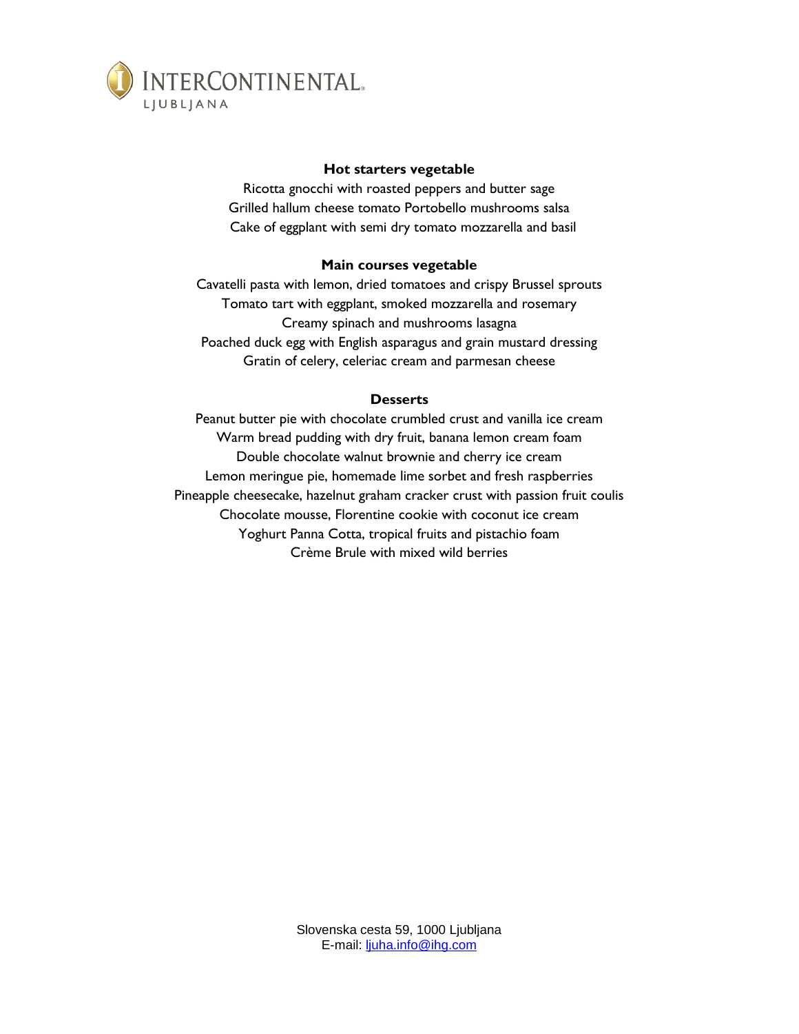INTERCONTINENTAL
LJUBLJANA

**Hot starters vegetable**

Ricotta gnocchi with roasted peppers and butter sage
Grilled hallum cheese tomato Portobello mushrooms salsa
Cake of eggplant with semi dry tomato mozzarella and basil

**Main courses vegetable**

Cavatelli pasta with lemon, dried tomatoes and crispy Brussel sprouts
Tomato tart with eggplant, smoked mozzarella and rosemary
Creamy spinach and mushrooms lasagna
Poached duck egg with English asparagus and grain mustard dressing
Gratin of celery, celeriac cream and parmesan cheese

**Desserts**

Peanut butter pie with chocolate crumbled crust and vanilla ice cream
Warm bread pudding with dry fruit, banana lemon cream foam
Double chocolate walnut brownie and cherry ice cream
Lemon meringue pie, homemade lime sorbet and fresh raspberries
Pineapple cheesecake, hazelnut graham cracker crust with passion fruit coulis
Chocolate mousse, Florentine cookie with coconut ice cream
Yoghurt Panna Cotta, tropical fruits and pistachio foam
Crème Brule with mixed wild berries

Slovenska cesta 59, 1000 Ljubljana
E-mail: ljuha.info@ihg.com